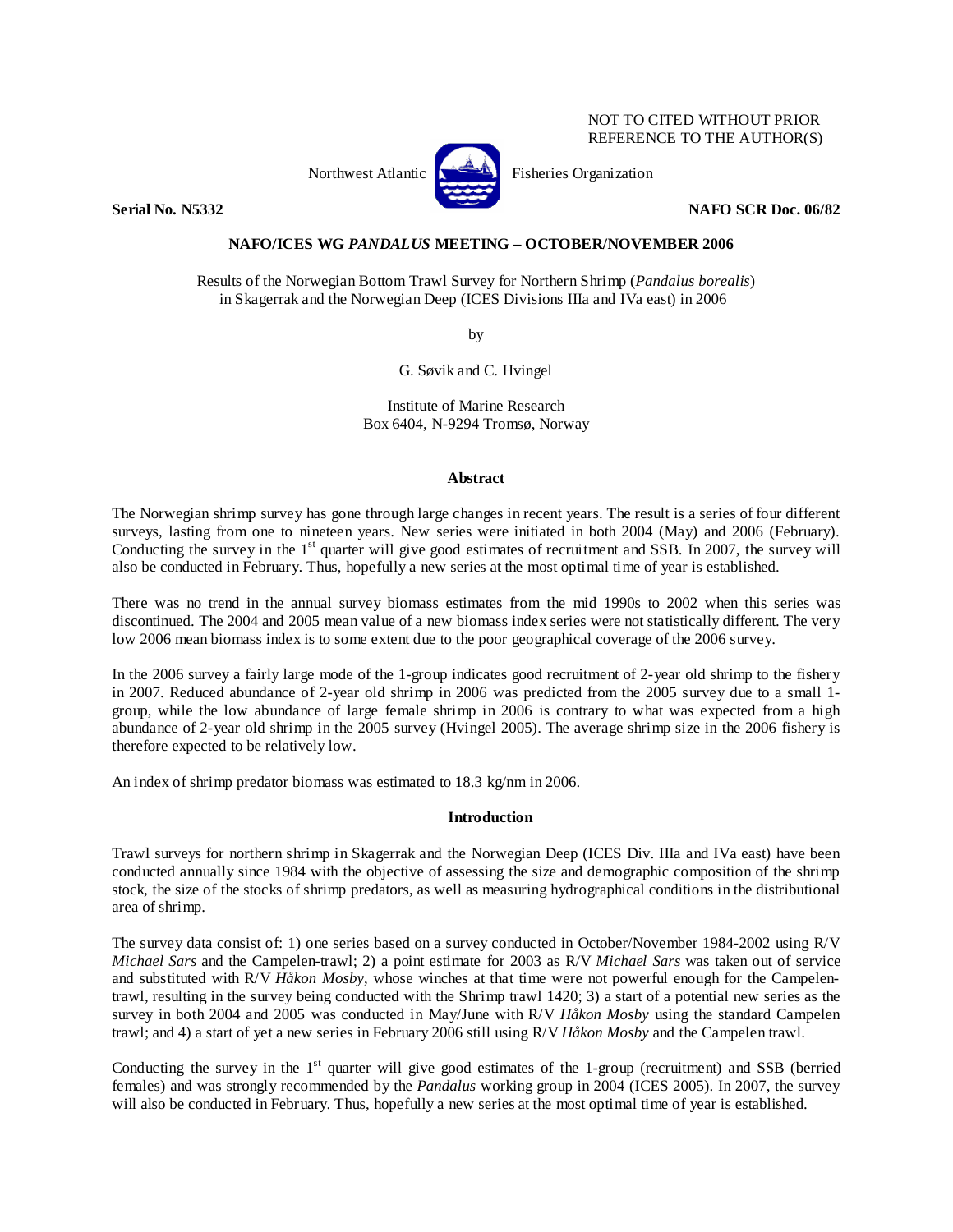NOT TO CITED WITHOUT PRIOR
REFERENCE TO THE AUTHOR(S)

Northwest Atlantic Fisheries Organization

**Serial No. N5332** **NAFO SCR Doc. 06/82**

**NAFO/ICES WG *PANDALUS* MEETING – OCTOBER/NOVEMBER 2006**

Results of the Norwegian Bottom Trawl Survey for Northern Shrimp (*Pandalus borealis*) in Skagerrak and the Norwegian Deep (ICES Divisions IIIa and IVa east) in 2006

by

G. Søvik and C. Hvingel

Institute of Marine Research
Box 6404, N-9294 Tromsø, Norway

## Abstract

The Norwegian shrimp survey has gone through large changes in recent years. The result is a series of four different surveys, lasting from one to nineteen years. New series were initiated in both 2004 (May) and 2006 (February). Conducting the survey in the 1st quarter will give good estimates of recruitment and SSB. In 2007, the survey will also be conducted in February. Thus, hopefully a new series at the most optimal time of year is established.

There was no trend in the annual survey biomass estimates from the mid 1990s to 2002 when this series was discontinued. The 2004 and 2005 mean value of a new biomass index series were not statistically different. The very low 2006 mean biomass index is to some extent due to the poor geographical coverage of the 2006 survey.

In the 2006 survey a fairly large mode of the 1-group indicates good recruitment of 2-year old shrimp to the fishery in 2007. Reduced abundance of 2-year old shrimp in 2006 was predicted from the 2005 survey due to a small 1-group, while the low abundance of large female shrimp in 2006 is contrary to what was expected from a high abundance of 2-year old shrimp in the 2005 survey (Hvingel 2005). The average shrimp size in the 2006 fishery is therefore expected to be relatively low.

An index of shrimp predator biomass was estimated to 18.3 kg/nm in 2006.

## Introduction

Trawl surveys for northern shrimp in Skagerrak and the Norwegian Deep (ICES Div. IIIa and IVa east) have been conducted annually since 1984 with the objective of assessing the size and demographic composition of the shrimp stock, the size of the stocks of shrimp predators, as well as measuring hydrographical conditions in the distributional area of shrimp.

The survey data consist of: 1) one series based on a survey conducted in October/November 1984-2002 using R/V *Michael Sars* and the Campelen-trawl; 2) a point estimate for 2003 as R/V *Michael Sars* was taken out of service and substituted with R/V *Håkon Mosby*, whose winches at that time were not powerful enough for the Campelen-trawl, resulting in the survey being conducted with the Shrimp trawl 1420; 3) a start of a potential new series as the survey in both 2004 and 2005 was conducted in May/June with R/V *Håkon Mosby* using the standard Campelen trawl; and 4) a start of yet a new series in February 2006 still using R/V *Håkon Mosby* and the Campelen trawl.

Conducting the survey in the 1st quarter will give good estimates of the 1-group (recruitment) and SSB (berried females) and was strongly recommended by the *Pandalus* working group in 2004 (ICES 2005). In 2007, the survey will also be conducted in February. Thus, hopefully a new series at the most optimal time of year is established.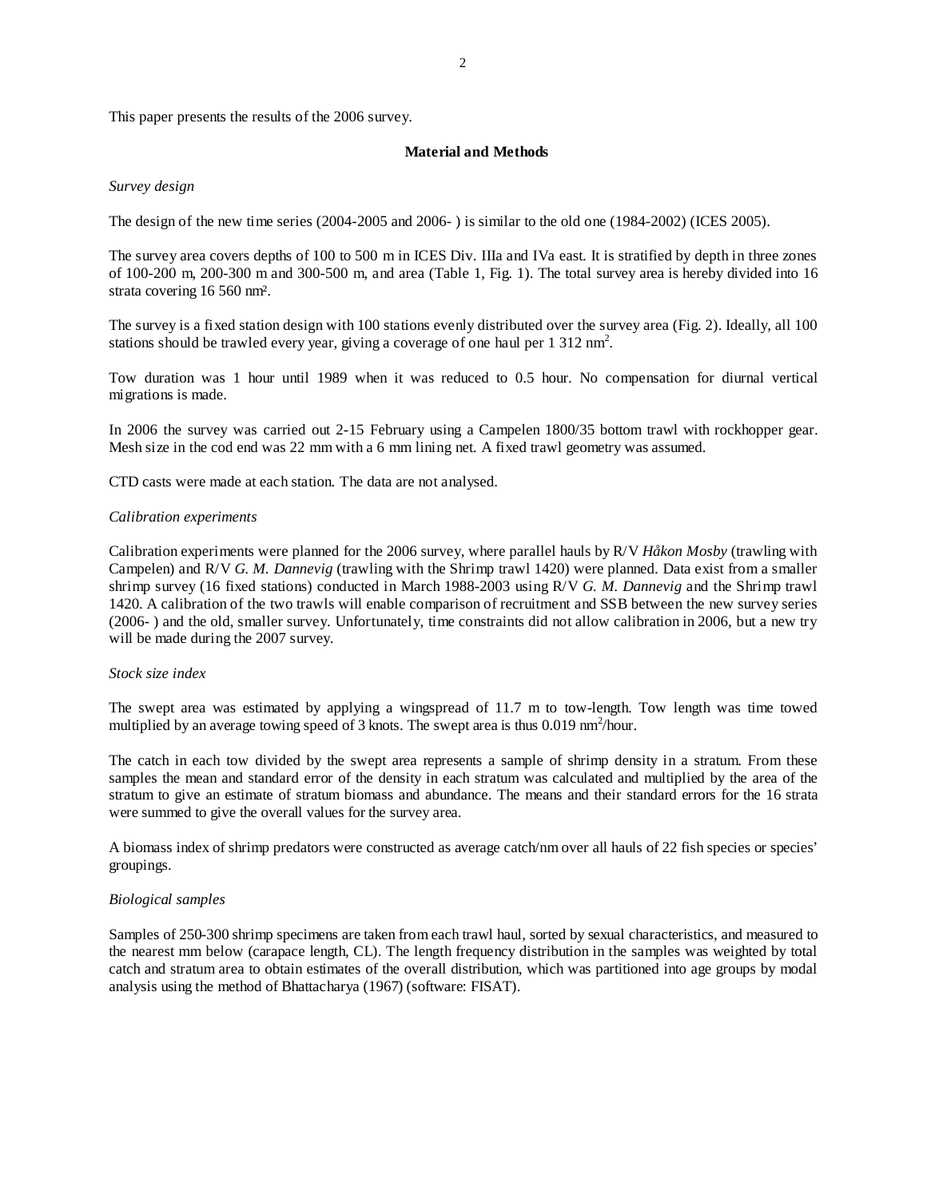This paper presents the results of the 2006 survey.

## Material and Methods

*Survey design*

The design of the new time series (2004-2005 and 2006- ) is similar to the old one (1984-2002) (ICES 2005).

The survey area covers depths of 100 to 500 m in ICES Div. IIIa and IVa east. It is stratified by depth in three zones of 100-200 m, 200-300 m and 300-500 m, and area (Table 1, Fig. 1). The total survey area is hereby divided into 16 strata covering 16 560 nm².

The survey is a fixed station design with 100 stations evenly distributed over the survey area (Fig. 2). Ideally, all 100 stations should be trawled every year, giving a coverage of one haul per 1 312 $nm^2$.

Tow duration was 1 hour until 1989 when it was reduced to 0.5 hour. No compensation for diurnal vertical migrations is made.

In 2006 the survey was carried out 2-15 February using a Campelen 1800/35 bottom trawl with rockhopper gear. Mesh size in the cod end was 22 mm with a 6 mm lining net. A fixed trawl geometry was assumed.

CTD casts were made at each station. The data are not analysed.

*Calibration experiments*

Calibration experiments were planned for the 2006 survey, where parallel hauls by R/V *Håkon Mosby* (trawling with Campelen) and R/V *G. M. Dannevig* (trawling with the Shrimp trawl 1420) were planned. Data exist from a smaller shrimp survey (16 fixed stations) conducted in March 1988-2003 using R/V *G. M. Dannevig* and the Shrimp trawl 1420. A calibration of the two trawls will enable comparison of recruitment and SSB between the new survey series (2006- ) and the old, smaller survey. Unfortunately, time constraints did not allow calibration in 2006, but a new try will be made during the 2007 survey.

*Stock size index*

The swept area was estimated by applying a wingspread of 11.7 m to tow-length. Tow length was time towed multiplied by an average towing speed of 3 knots. The swept area is thus 0.019 $nm^2$/hour.

The catch in each tow divided by the swept area represents a sample of shrimp density in a stratum. From these samples the mean and standard error of the density in each stratum was calculated and multiplied by the area of the stratum to give an estimate of stratum biomass and abundance. The means and their standard errors for the 16 strata were summed to give the overall values for the survey area.

A biomass index of shrimp predators were constructed as average catch/nm over all hauls of 22 fish species or species' groupings.

*Biological samples*

Samples of 250-300 shrimp specimens are taken from each trawl haul, sorted by sexual characteristics, and measured to the nearest mm below (carapace length, CL). The length frequency distribution in the samples was weighted by total catch and stratum area to obtain estimates of the overall distribution, which was partitioned into age groups by modal analysis using the method of Bhattacharya (1967) (software: FISAT).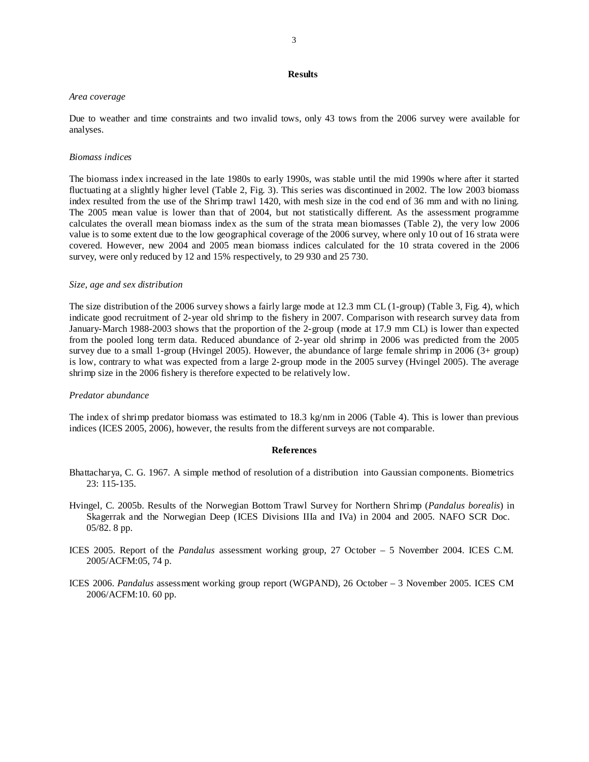## Results

*Area coverage*

Due to weather and time constraints and two invalid tows, only 43 tows from the 2006 survey were available for analyses.

*Biomass indices*

The biomass index increased in the late 1980s to early 1990s, was stable until the mid 1990s where after it started fluctuating at a slightly higher level (Table 2, Fig. 3). This series was discontinued in 2002. The low 2003 biomass index resulted from the use of the Shrimp trawl 1420, with mesh size in the cod end of 36 mm and with no lining. The 2005 mean value is lower than that of 2004, but not statistically different. As the assessment programme calculates the overall mean biomass index as the sum of the strata mean biomasses (Table 2), the very low 2006 value is to some extent due to the low geographical coverage of the 2006 survey, where only 10 out of 16 strata were covered. However, new 2004 and 2005 mean biomass indices calculated for the 10 strata covered in the 2006 survey, were only reduced by 12 and 15% respectively, to 29 930 and 25 730.

*Size, age and sex distribution*

The size distribution of the 2006 survey shows a fairly large mode at 12.3 mm CL (1-group) (Table 3, Fig. 4), which indicate good recruitment of 2-year old shrimp to the fishery in 2007. Comparison with research survey data from January-March 1988-2003 shows that the proportion of the 2-group (mode at 17.9 mm CL) is lower than expected from the pooled long term data. Reduced abundance of 2-year old shrimp in 2006 was predicted from the 2005 survey due to a small 1-group (Hvingel 2005). However, the abundance of large female shrimp in 2006 (3+ group) is low, contrary to what was expected from a large 2-group mode in the 2005 survey (Hvingel 2005). The average shrimp size in the 2006 fishery is therefore expected to be relatively low.

*Predator abundance*

The index of shrimp predator biomass was estimated to 18.3 kg/nm in 2006 (Table 4). This is lower than previous indices (ICES 2005, 2006), however, the results from the different surveys are not comparable.

## References

Bhattacharya, C. G. 1967. A simple method of resolution of a distribution into Gaussian components. Biometrics 23: 115-135.

Hvingel, C. 2005b. Results of the Norwegian Bottom Trawl Survey for Northern Shrimp (*Pandalus borealis*) in Skagerrak and the Norwegian Deep (ICES Divisions IIIa and IVa) in 2004 and 2005. NAFO SCR Doc. 05/82. 8 pp.

ICES 2005. Report of the *Pandalus* assessment working group, 27 October – 5 November 2004. ICES C.M. 2005/ACFM:05, 74 p.

ICES 2006. *Pandalus* assessment working group report (WGPAND), 26 October – 3 November 2005. ICES CM 2006/ACFM:10. 60 pp.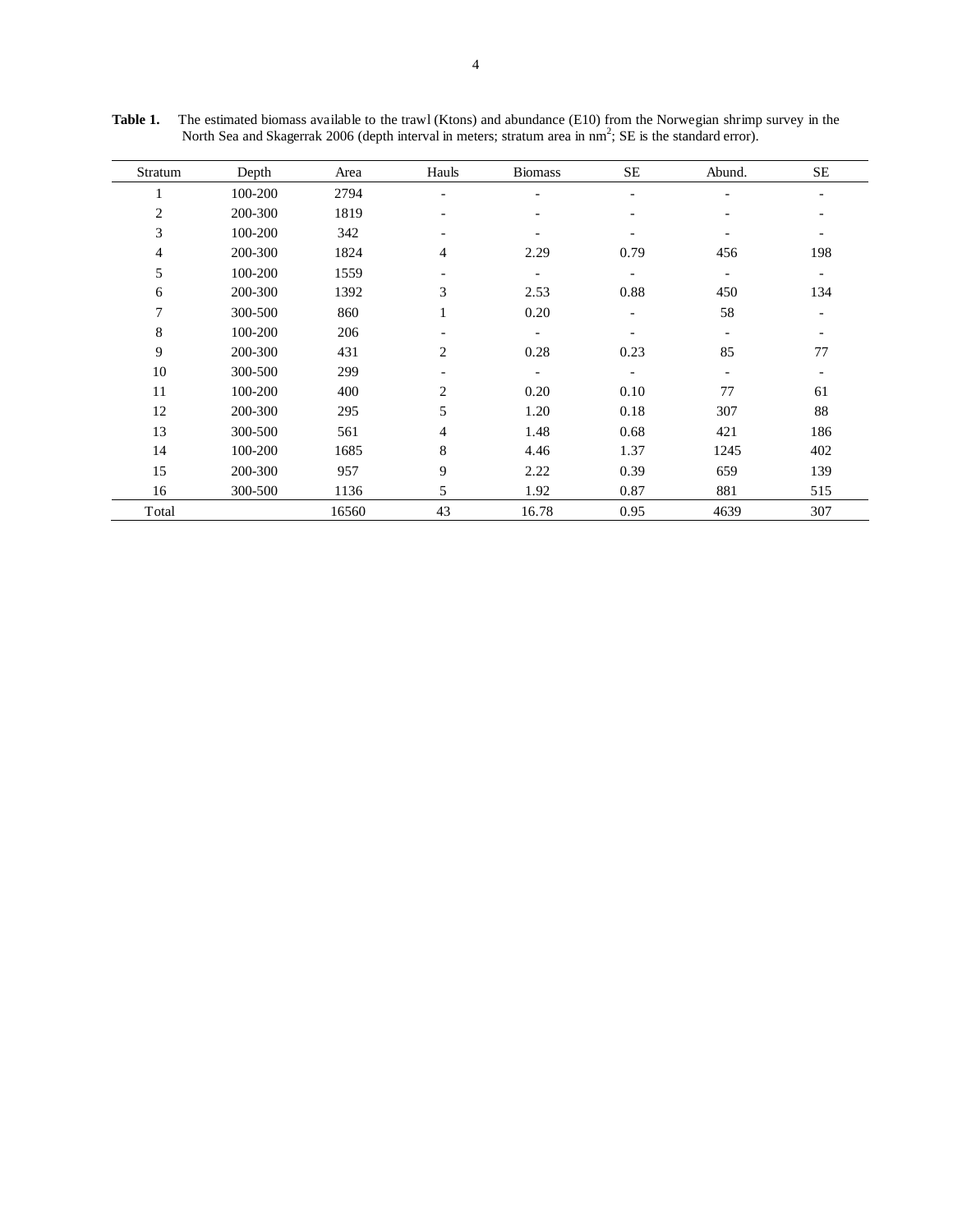**Table 1.** The estimated biomass available to the trawl (Ktons) and abundance (E10) from the Norwegian shrimp survey in the North Sea and Skagerrak 2006 (depth interval in meters; stratum area in $nm^2$; SE is the standard error).

| Stratum | Depth | Area | Hauls | Biomass | SE | Abund. | SE |
|---|---|---|---|---|---|---|---|
| 1 | 100-200 | 2794 | - | - | - | - | - |
| 2 | 200-300 | 1819 | - | - | - | - | - |
| 3 | 100-200 | 342 | - | - | - | - | - |
| 4 | 200-300 | 1824 | 4 | 2.29 | 0.79 | 456 | 198 |
| 5 | 100-200 | 1559 | - | - | - | - | - |
| 6 | 200-300 | 1392 | 3 | 2.53 | 0.88 | 450 | 134 |
| 7 | 300-500 | 860 | 1 | 0.20 | - | 58 | - |
| 8 | 100-200 | 206 | - | - | - | - | - |
| 9 | 200-300 | 431 | 2 | 0.28 | 0.23 | 85 | 77 |
| 10 | 300-500 | 299 | - | - | - | - | - |
| 11 | 100-200 | 400 | 2 | 0.20 | 0.10 | 77 | 61 |
| 12 | 200-300 | 295 | 5 | 1.20 | 0.18 | 307 | 88 |
| 13 | 300-500 | 561 | 4 | 1.48 | 0.68 | 421 | 186 |
| 14 | 100-200 | 1685 | 8 | 4.46 | 1.37 | 1245 | 402 |
| 15 | 200-300 | 957 | 9 | 2.22 | 0.39 | 659 | 139 |
| 16 | 300-500 | 1136 | 5 | 1.92 | 0.87 | 881 | 515 |
| Total | | 16560 | 43 | 16.78 | 0.95 | 4639 | 307 |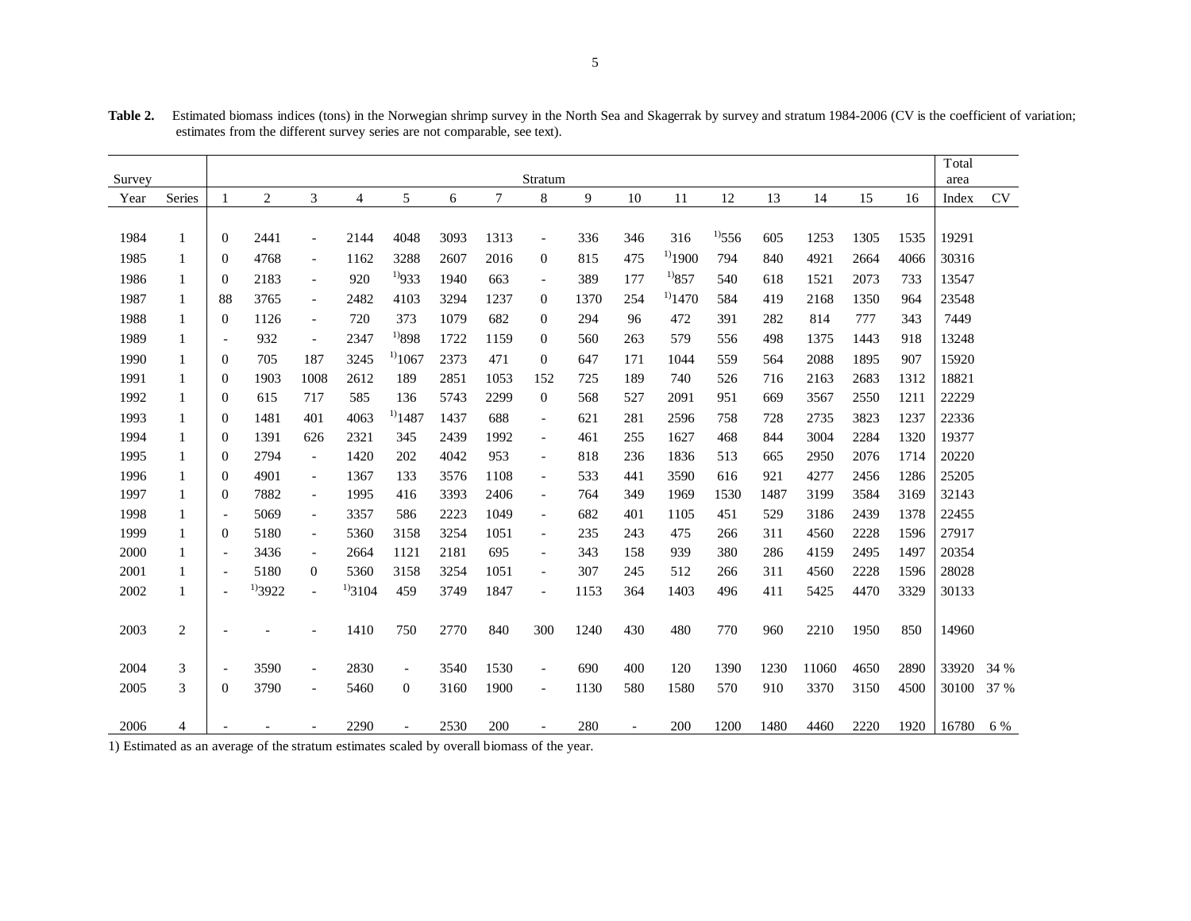**Table 2.** Estimated biomass indices (tons) in the Norwegian shrimp survey in the North Sea and Skagerrak by survey and stratum 1984-2006 (CV is the coefficient of variation; estimates from the different survey series are not comparable, see text).

| Survey | | Stratum | | | | | | | | | | | | | | | | Total area | |
|---|---|---|---|---|---|---|---|---|---|---|---|---|---|---|---|---|---|---|---|
| Year | Series | 1 | 2 | 3 | 4 | 5 | 6 | 7 | 8 | 9 | 10 | 11 | 12 | 13 | 14 | 15 | 16 | Index | CV |
| 1984 | 1 | 0 | 2441 | - | 2144 | 4048 | 3093 | 1313 | - | 336 | 346 | 316 | [1)]556 | 605 | 1253 | 1305 | 1535 | 19291 | |
| 1985 | 1 | 0 | 4768 | - | 1162 | 3288 | 2607 | 2016 | 0 | 815 | 475 | [1)]1900 | 794 | 840 | 4921 | 2664 | 4066 | 30316 | |
| 1986 | 1 | 0 | 2183 | - | 920 | [1)]933 | 1940 | 663 | - | 389 | 177 | [1)]857 | 540 | 618 | 1521 | 2073 | 733 | 13547 | |
| 1987 | 1 | 88 | 3765 | - | 2482 | 4103 | 3294 | 1237 | 0 | 1370 | 254 | [1)]1470 | 584 | 419 | 2168 | 1350 | 964 | 23548 | |
| 1988 | 1 | 0 | 1126 | - | 720 | 373 | 1079 | 682 | 0 | 294 | 96 | 472 | 391 | 282 | 814 | 777 | 343 | 7449 | |
| 1989 | 1 | - | 932 | - | 2347 | [1)]898 | 1722 | 1159 | 0 | 560 | 263 | 579 | 556 | 498 | 1375 | 1443 | 918 | 13248 | |
| 1990 | 1 | 0 | 705 | 187 | 3245 | [1)]1067 | 2373 | 471 | 0 | 647 | 171 | 1044 | 559 | 564 | 2088 | 1895 | 907 | 15920 | |
| 1991 | 1 | 0 | 1903 | 1008 | 2612 | 189 | 2851 | 1053 | 152 | 725 | 189 | 740 | 526 | 716 | 2163 | 2683 | 1312 | 18821 | |
| 1992 | 1 | 0 | 615 | 717 | 585 | 136 | 5743 | 2299 | 0 | 568 | 527 | 2091 | 951 | 669 | 3567 | 2550 | 1211 | 22229 | |
| 1993 | 1 | 0 | 1481 | 401 | 4063 | [1)]1487 | 1437 | 688 | - | 621 | 281 | 2596 | 758 | 728 | 2735 | 3823 | 1237 | 22336 | |
| 1994 | 1 | 0 | 1391 | 626 | 2321 | 345 | 2439 | 1992 | - | 461 | 255 | 1627 | 468 | 844 | 3004 | 2284 | 1320 | 19377 | |
| 1995 | 1 | 0 | 2794 | - | 1420 | 202 | 4042 | 953 | - | 818 | 236 | 1836 | 513 | 665 | 2950 | 2076 | 1714 | 20220 | |
| 1996 | 1 | 0 | 4901 | - | 1367 | 133 | 3576 | 1108 | - | 533 | 441 | 3590 | 616 | 921 | 4277 | 2456 | 1286 | 25205 | |
| 1997 | 1 | 0 | 7882 | - | 1995 | 416 | 3393 | 2406 | - | 764 | 349 | 1969 | 1530 | 1487 | 3199 | 3584 | 3169 | 32143 | |
| 1998 | 1 | - | 5069 | - | 3357 | 586 | 2223 | 1049 | - | 682 | 401 | 1105 | 451 | 529 | 3186 | 2439 | 1378 | 22455 | |
| 1999 | 1 | 0 | 5180 | - | 5360 | 3158 | 3254 | 1051 | - | 235 | 243 | 475 | 266 | 311 | 4560 | 2228 | 1596 | 27917 | |
| 2000 | 1 | - | 3436 | - | 2664 | 1121 | 2181 | 695 | - | 343 | 158 | 939 | 380 | 286 | 4159 | 2495 | 1497 | 20354 | |
| 2001 | 1 | - | 5180 | 0 | 5360 | 3158 | 3254 | 1051 | - | 307 | 245 | 512 | 266 | 311 | 4560 | 2228 | 1596 | 28028 | |
| 2002 | 1 | - | [1)]3922 | - | [1)]3104 | 459 | 3749 | 1847 | - | 1153 | 364 | 1403 | 496 | 411 | 5425 | 4470 | 3329 | 30133 | |
| 2003 | 2 | - | - | - | 1410 | 750 | 2770 | 840 | 300 | 1240 | 430 | 480 | 770 | 960 | 2210 | 1950 | 850 | 14960 | |
| 2004 | 3 | - | 3590 | - | 2830 | - | 3540 | 1530 | - | 690 | 400 | 120 | 1390 | 1230 | 11060 | 4650 | 2890 | 33920 | 34 % |
| 2005 | 3 | 0 | 3790 | - | 5460 | 0 | 3160 | 1900 | - | 1130 | 580 | 1580 | 570 | 910 | 3370 | 3150 | 4500 | 30100 | 37 % |
| 2006 | 4 | - | - | - | 2290 | - | 2530 | 200 | - | 280 | - | 200 | 1200 | 1480 | 4460 | 2220 | 1920 | 16780 | 6 % |

1) Estimated as an average of the stratum estimates scaled by overall biomass of the year.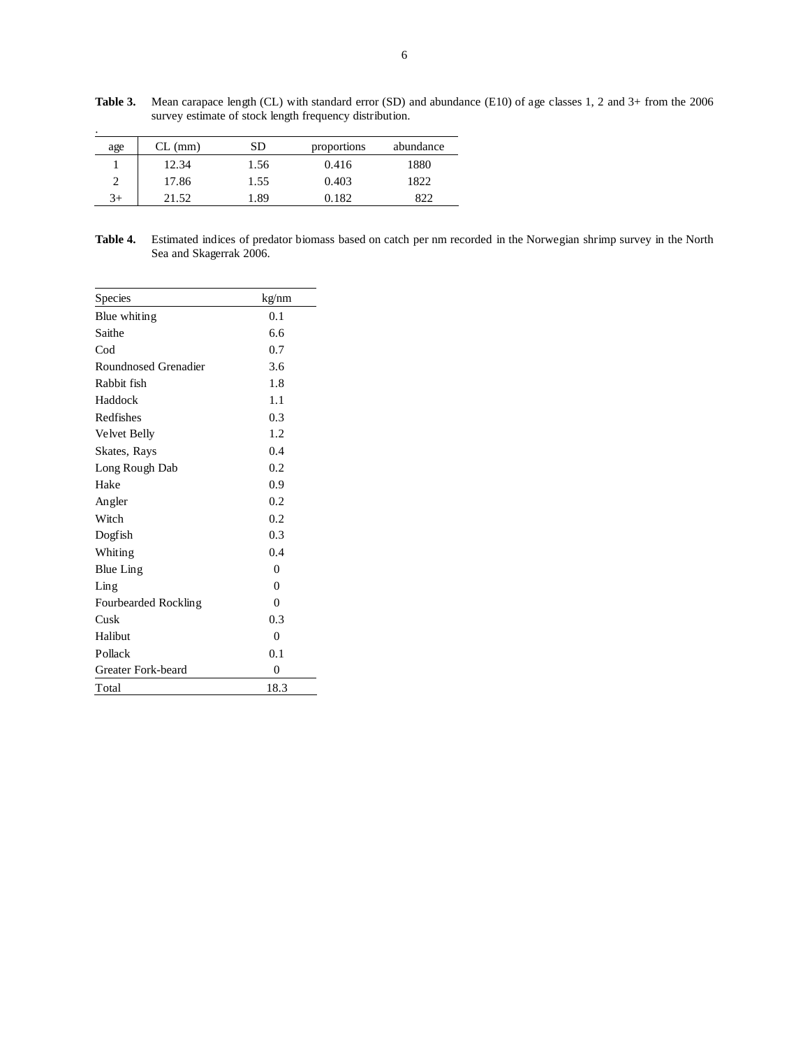**Table 3.** Mean carapace length (CL) with standard error (SD) and abundance (E10) of age classes 1, 2 and 3+ from the 2006 survey estimate of stock length frequency distribution.

| age | CL (mm) | SD | proportions | abundance |
|---|---|---|---|---|
| 1 | 12.34 | 1.56 | 0.416 | 1880 |
| 2 | 17.86 | 1.55 | 0.403 | 1822 |
| 3+ | 21.52 | 1.89 | 0.182 | 822 |

**Table 4.** Estimated indices of predator biomass based on catch per nm recorded in the Norwegian shrimp survey in the North Sea and Skagerrak 2006.

| Species | kg/nm |
|---|---|
| Blue whiting | 0.1 |
| Saithe | 6.6 |
| Cod | 0.7 |
| Roundnosed Grenadier | 3.6 |
| Rabbit fish | 1.8 |
| Haddock | 1.1 |
| Redfishes | 0.3 |
| Velvet Belly | 1.2 |
| Skates, Rays | 0.4 |
| Long Rough Dab | 0.2 |
| Hake | 0.9 |
| Angler | 0.2 |
| Witch | 0.2 |
| Dogfish | 0.3 |
| Whiting | 0.4 |
| Blue Ling | 0 |
| Ling | 0 |
| Fourbearded Rockling | 0 |
| Cusk | 0.3 |
| Halibut | 0 |
| Pollack | 0.1 |
| Greater Fork-beard | 0 |
| Total | 18.3 |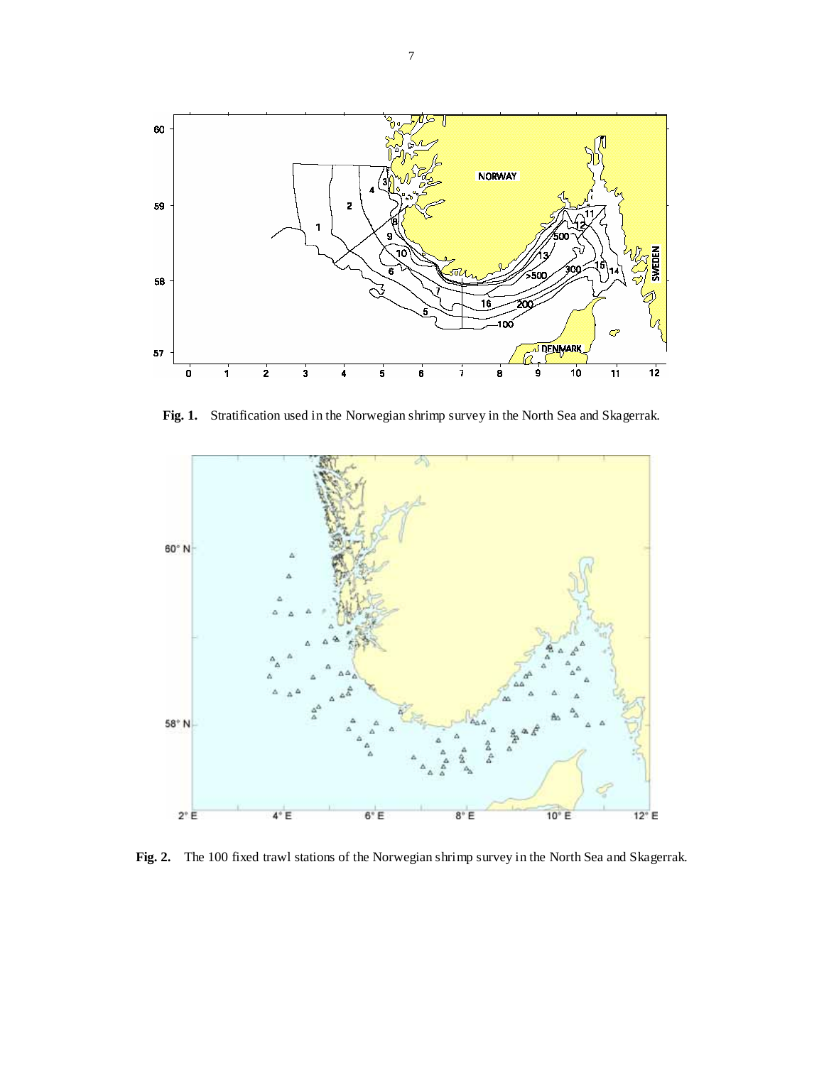**Fig. 1.** Stratification used in the Norwegian shrimp survey in the North Sea and Skagerrak.

**Fig. 2.** The 100 fixed trawl stations of the Norwegian shrimp survey in the North Sea and Skagerrak.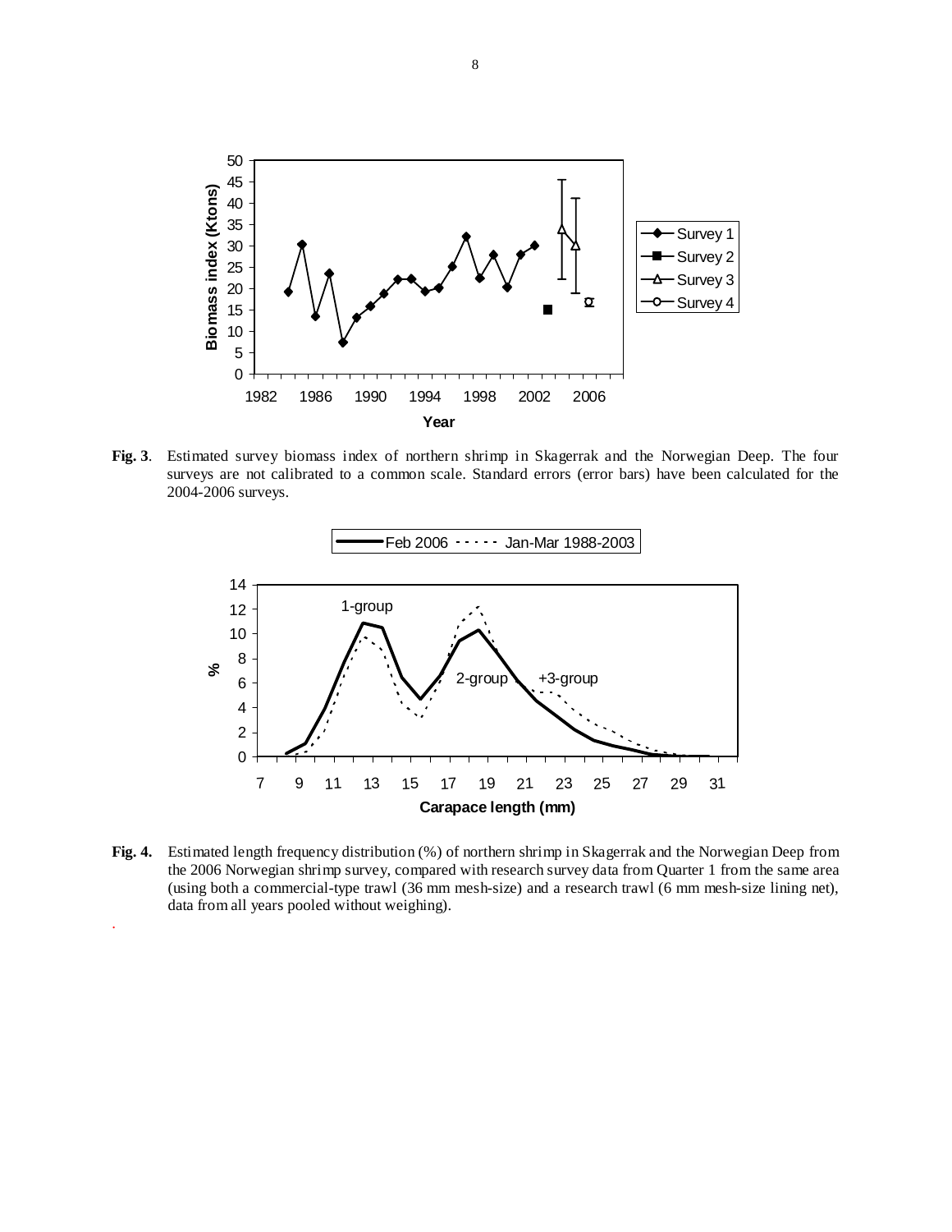50
45
40
35
30
25
20
15
10
5
0

Biomass index (Ktons)

1982 1986 1990 1994 1998 2002 2006

Year

Survey 1
Survey 2
Survey 3
Survey 4

**Fig. 3**. Estimated survey biomass index of northern shrimp in Skagerrak and the Norwegian Deep. The four surveys are not calibrated to a common scale. Standard errors (error bars) have been calculated for the 2004-2006 surveys.

Feb 2006 Jan-Mar 1988-2003

14
12
10
8
6
4
2
0

%

1-group
2-group
+3-group

7 9 11 13 15 17 19 21 23 25 27 29 31

Carapace length (mm)

**Fig. 4.** Estimated length frequency distribution (%) of northern shrimp in Skagerrak and the Norwegian Deep from the 2006 Norwegian shrimp survey, compared with research survey data from Quarter 1 from the same area (using both a commercial-type trawl (36 mm mesh-size) and a research trawl (6 mm mesh-size lining net), data from all years pooled without weighing).